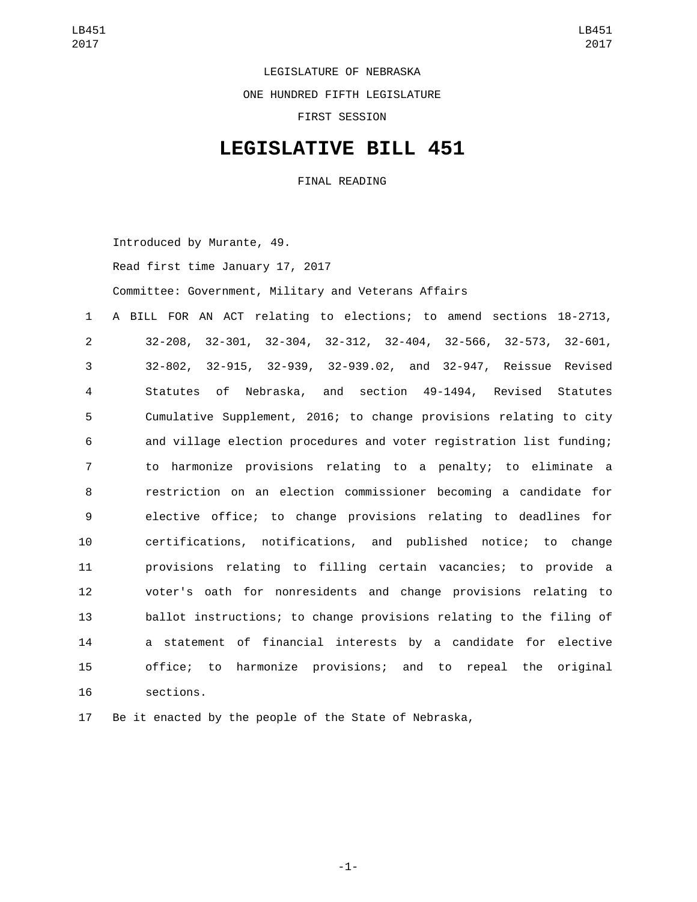LEGISLATURE OF NEBRASKA

ONE HUNDRED FIFTH LEGISLATURE

FIRST SESSION

# LEGISLATIVE BILL 451

FINAL READING

Introduced by Murante, 49.

Read first time January 17, 2017

Committee: Government, Military and Veterans Affairs

A BILL FOR AN ACT relating to elections; to amend sections 18-2713, 32-208, 32-301, 32-304, 32-312, 32-404, 32-566, 32-573, 32-601, 32-802, 32-915, 32-939, 32-939.02, and 32-947, Reissue Revised Statutes of Nebraska, and section 49-1494, Revised Statutes Cumulative Supplement, 2016; to change provisions relating to city and village election procedures and voter registration list funding; to harmonize provisions relating to a penalty; to eliminate a restriction on an election commissioner becoming a candidate for elective office; to change provisions relating to deadlines for certifications, notifications, and published notice; to change provisions relating to filling certain vacancies; to provide a voter's oath for nonresidents and change provisions relating to ballot instructions; to change provisions relating to the filing of a statement of financial interests by a candidate for elective office; to harmonize provisions; and to repeal the original sections.

Be it enacted by the people of the State of Nebraska,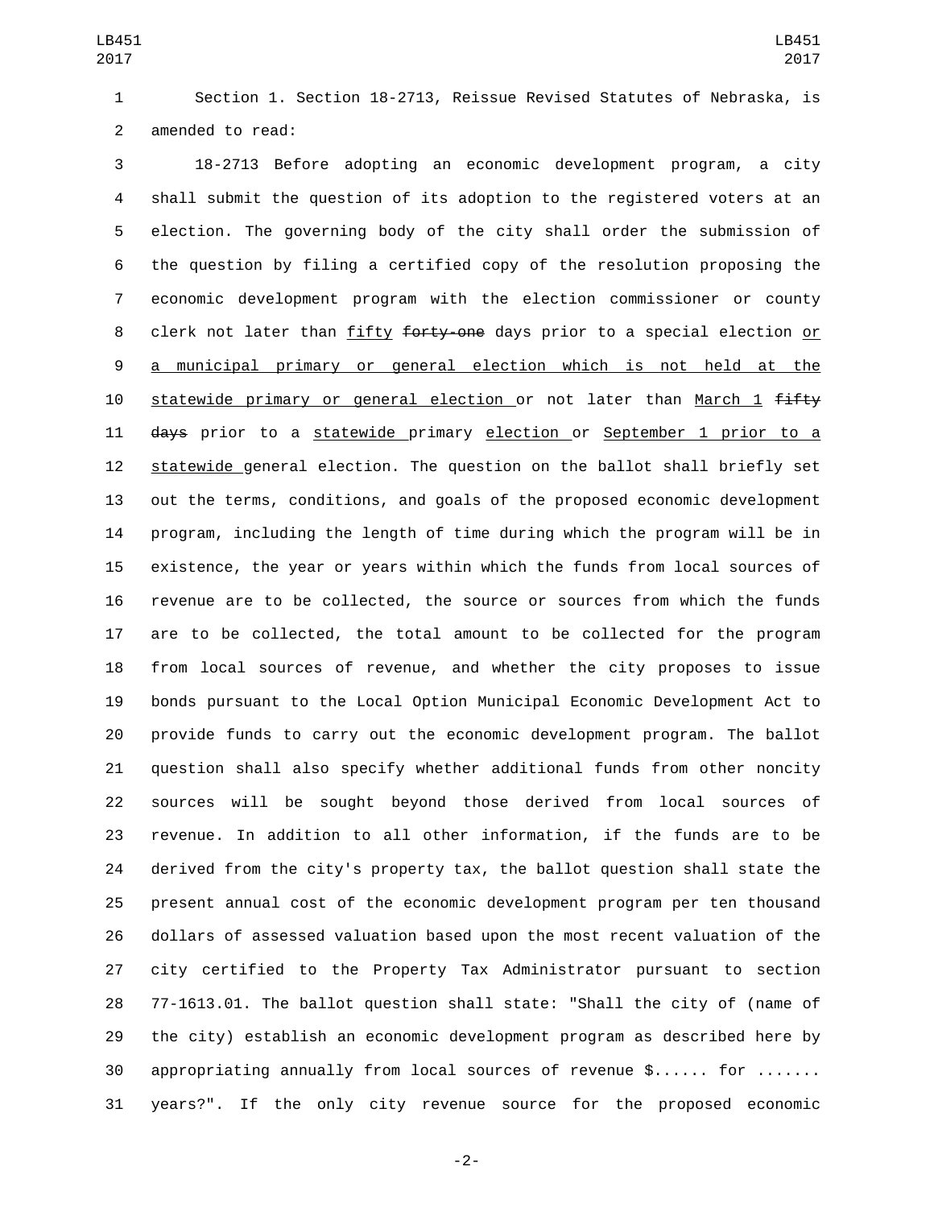Section 1. Section 18-2713, Reissue Revised Statutes of Nebraska, is amended to read:

18-2713 Before adopting an economic development program, a city shall submit the question of its adoption to the registered voters at an election. The governing body of the city shall order the submission of the question by filing a certified copy of the resolution proposing the economic development program with the election commissioner or county clerk not later than <u>fifty</u> ~~forty-one~~ days prior to a special election <u>or a municipal primary or general election which is not held at the statewide primary or general election</u> or not later than <u>March 1</u> ~~fifty days~~ prior to a <u>statewide</u> primary <u>election</u> or <u>September 1 prior to a statewide</u> general election. The question on the ballot shall briefly set out the terms, conditions, and goals of the proposed economic development program, including the length of time during which the program will be in existence, the year or years within which the funds from local sources of revenue are to be collected, the source or sources from which the funds are to be collected, the total amount to be collected for the program from local sources of revenue, and whether the city proposes to issue bonds pursuant to the Local Option Municipal Economic Development Act to provide funds to carry out the economic development program. The ballot question shall also specify whether additional funds from other noncity sources will be sought beyond those derived from local sources of revenue. In addition to all other information, if the funds are to be derived from the city's property tax, the ballot question shall state the present annual cost of the economic development program per ten thousand dollars of assessed valuation based upon the most recent valuation of the city certified to the Property Tax Administrator pursuant to section 77-1613.01. The ballot question shall state: "Shall the city of (name of the city) establish an economic development program as described here by appropriating annually from local sources of revenue $...... for ....... years?". If the only city revenue source for the proposed economic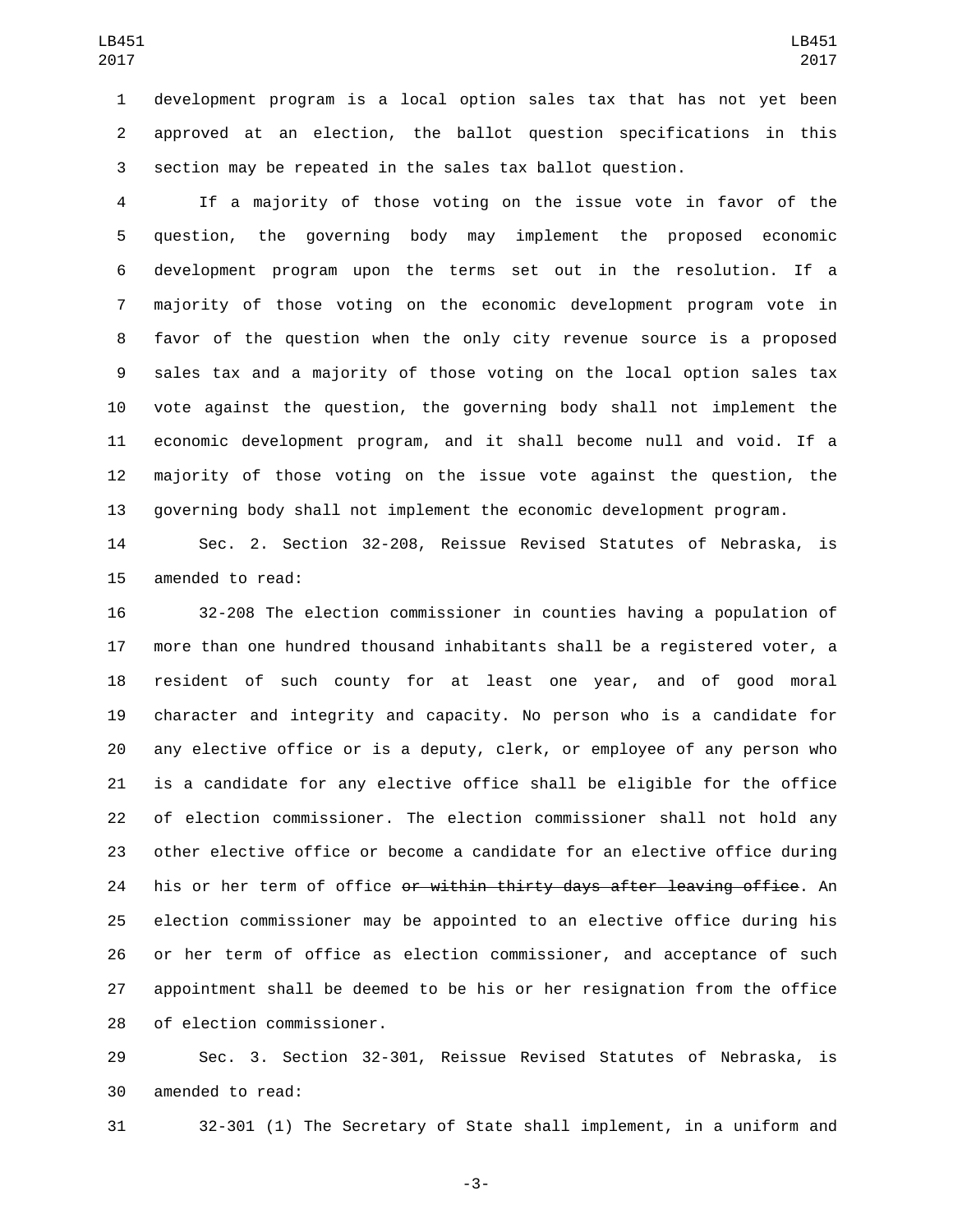development program is a local option sales tax that has not yet been approved at an election, the ballot question specifications in this section may be repeated in the sales tax ballot question.

If a majority of those voting on the issue vote in favor of the question, the governing body may implement the proposed economic development program upon the terms set out in the resolution. If a majority of those voting on the economic development program vote in favor of the question when the only city revenue source is a proposed sales tax and a majority of those voting on the local option sales tax vote against the question, the governing body shall not implement the economic development program, and it shall become null and void. If a majority of those voting on the issue vote against the question, the governing body shall not implement the economic development program.

Sec. 2. Section 32-208, Reissue Revised Statutes of Nebraska, is amended to read:

32-208 The election commissioner in counties having a population of more than one hundred thousand inhabitants shall be a registered voter, a resident of such county for at least one year, and of good moral character and integrity and capacity. No person who is a candidate for any elective office or is a deputy, clerk, or employee of any person who is a candidate for any elective office shall be eligible for the office of election commissioner. The election commissioner shall not hold any other elective office or become a candidate for an elective office during his or her term of office ~~or within thirty days after leaving office~~. An election commissioner may be appointed to an elective office during his or her term of office as election commissioner, and acceptance of such appointment shall be deemed to be his or her resignation from the office of election commissioner.

Sec. 3. Section 32-301, Reissue Revised Statutes of Nebraska, is amended to read:

32-301 (1) The Secretary of State shall implement, in a uniform and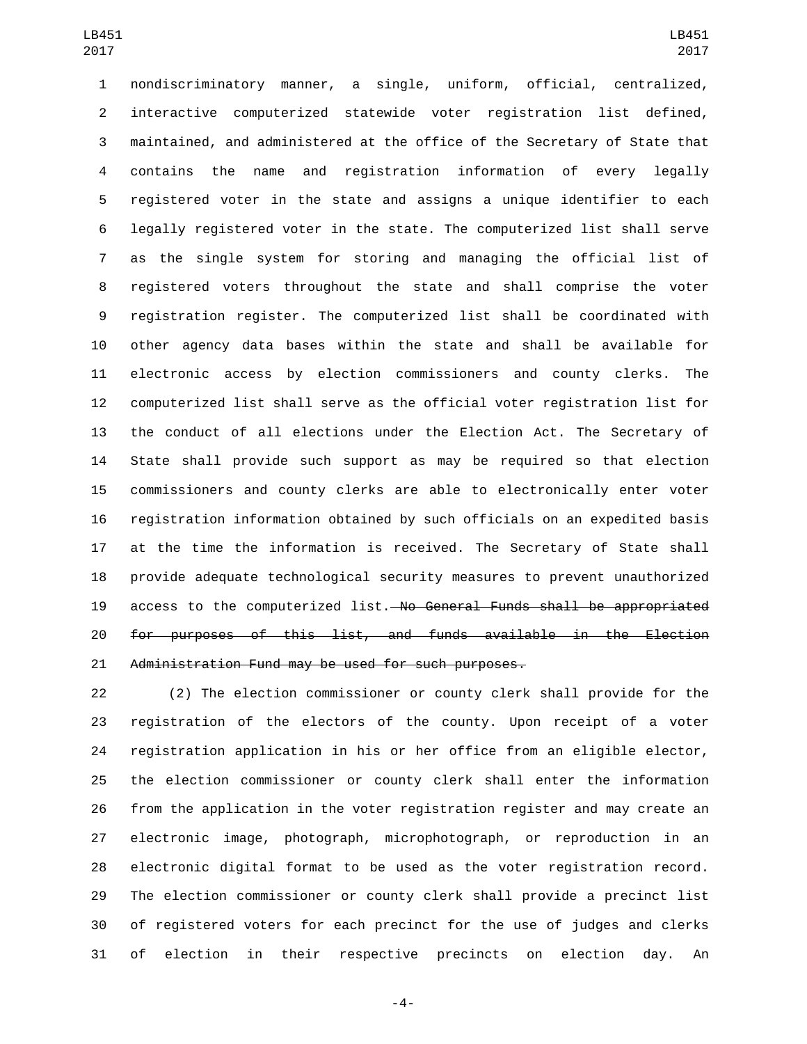nondiscriminatory manner, a single, uniform, official, centralized, interactive computerized statewide voter registration list defined, maintained, and administered at the office of the Secretary of State that contains the name and registration information of every legally registered voter in the state and assigns a unique identifier to each legally registered voter in the state. The computerized list shall serve as the single system for storing and managing the official list of registered voters throughout the state and shall comprise the voter registration register. The computerized list shall be coordinated with other agency data bases within the state and shall be available for electronic access by election commissioners and county clerks. The computerized list shall serve as the official voter registration list for the conduct of all elections under the Election Act. The Secretary of State shall provide such support as may be required so that election commissioners and county clerks are able to electronically enter voter registration information obtained by such officials on an expedited basis at the time the information is received. The Secretary of State shall provide adequate technological security measures to prevent unauthorized access to the computerized list. ~~No General Funds shall be appropriated for purposes of this list, and funds available in the Election Administration Fund may be used for such purposes.~~

(2) The election commissioner or county clerk shall provide for the registration of the electors of the county. Upon receipt of a voter registration application in his or her office from an eligible elector, the election commissioner or county clerk shall enter the information from the application in the voter registration register and may create an electronic image, photograph, microphotograph, or reproduction in an electronic digital format to be used as the voter registration record. The election commissioner or county clerk shall provide a precinct list of registered voters for each precinct for the use of judges and clerks of election in their respective precincts on election day. An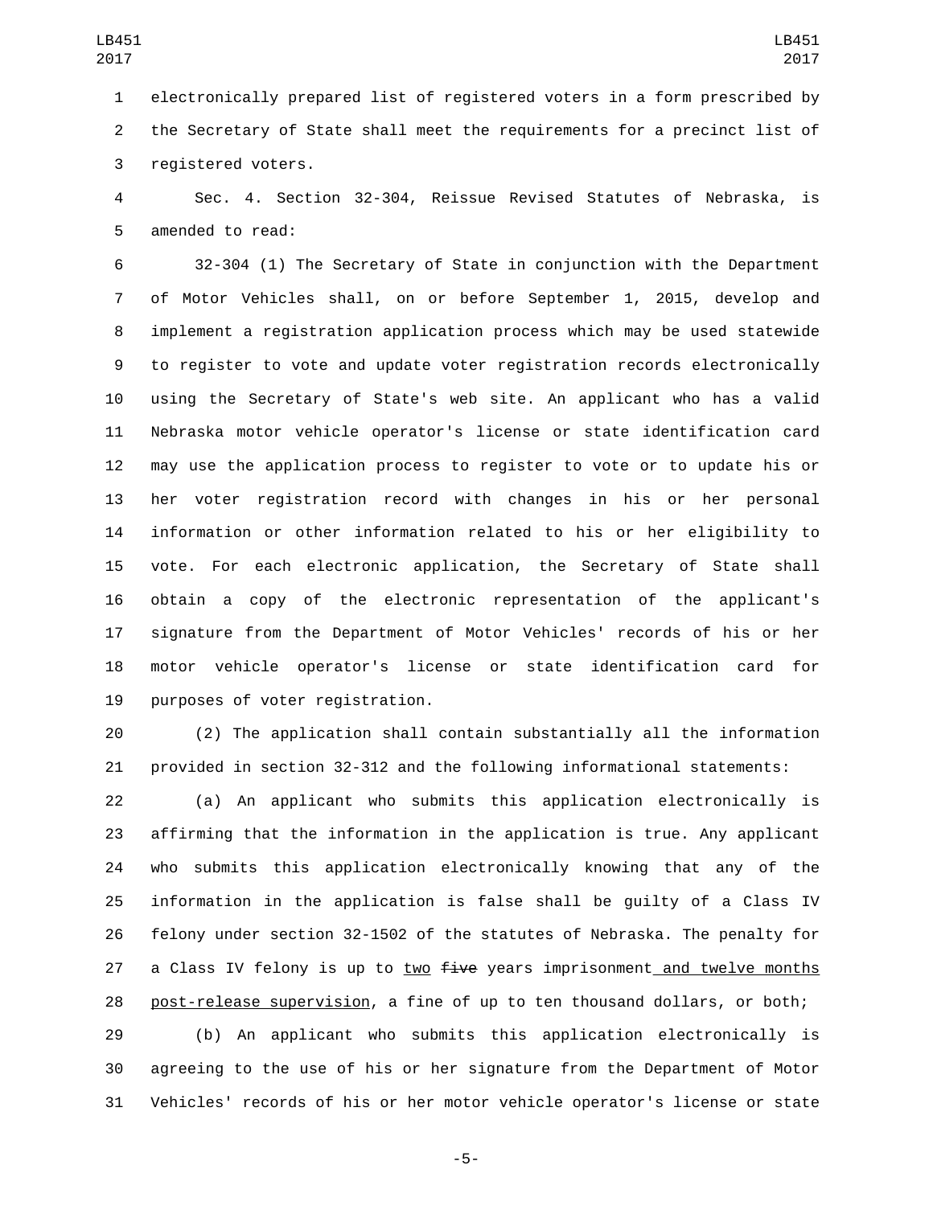electronically prepared list of registered voters in a form prescribed by the Secretary of State shall meet the requirements for a precinct list of registered voters.

Sec. 4. Section 32-304, Reissue Revised Statutes of Nebraska, is amended to read:

32-304 (1) The Secretary of State in conjunction with the Department of Motor Vehicles shall, on or before September 1, 2015, develop and implement a registration application process which may be used statewide to register to vote and update voter registration records electronically using the Secretary of State's web site. An applicant who has a valid Nebraska motor vehicle operator's license or state identification card may use the application process to register to vote or to update his or her voter registration record with changes in his or her personal information or other information related to his or her eligibility to vote. For each electronic application, the Secretary of State shall obtain a copy of the electronic representation of the applicant's signature from the Department of Motor Vehicles' records of his or her motor vehicle operator's license or state identification card for purposes of voter registration.

(2) The application shall contain substantially all the information provided in section 32-312 and the following informational statements:

(a) An applicant who submits this application electronically is affirming that the information in the application is true. Any applicant who submits this application electronically knowing that any of the information in the application is false shall be guilty of a Class IV felony under section 32-1502 of the statutes of Nebraska. The penalty for a Class IV felony is up to two ~~five~~ years imprisonment and twelve months post-release supervision, a fine of up to ten thousand dollars, or both;

(b) An applicant who submits this application electronically is agreeing to the use of his or her signature from the Department of Motor Vehicles' records of his or her motor vehicle operator's license or state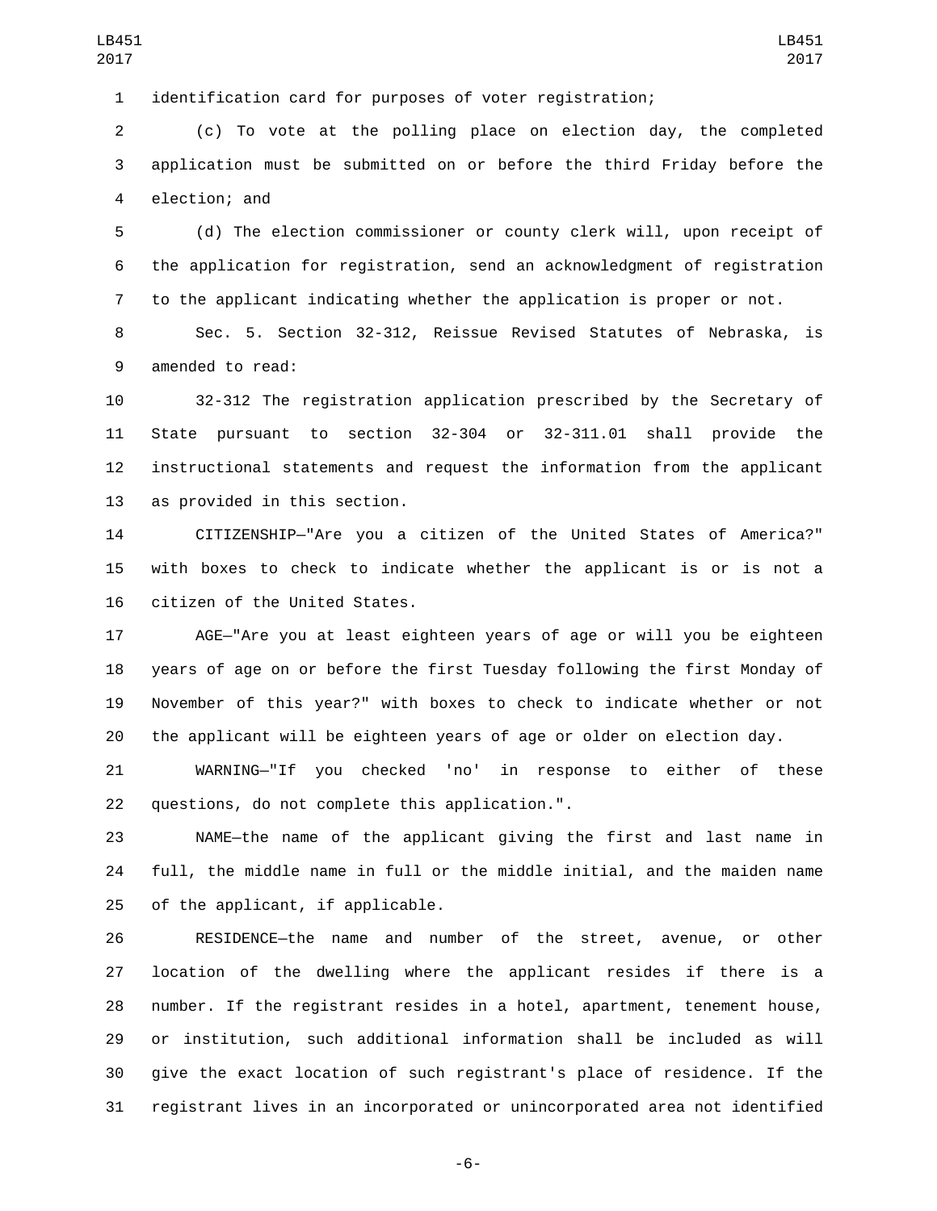identification card for purposes of voter registration;

(c) To vote at the polling place on election day, the completed application must be submitted on or before the third Friday before the election; and

(d) The election commissioner or county clerk will, upon receipt of the application for registration, send an acknowledgment of registration to the applicant indicating whether the application is proper or not.

Sec. 5. Section 32-312, Reissue Revised Statutes of Nebraska, is amended to read:

32-312 The registration application prescribed by the Secretary of State pursuant to section 32-304 or 32-311.01 shall provide the instructional statements and request the information from the applicant as provided in this section.

CITIZENSHIP—"Are you a citizen of the United States of America?" with boxes to check to indicate whether the applicant is or is not a citizen of the United States.

AGE—"Are you at least eighteen years of age or will you be eighteen years of age on or before the first Tuesday following the first Monday of November of this year?" with boxes to check to indicate whether or not the applicant will be eighteen years of age or older on election day.

WARNING—"If you checked 'no' in response to either of these questions, do not complete this application.".

NAME—the name of the applicant giving the first and last name in full, the middle name in full or the middle initial, and the maiden name of the applicant, if applicable.

RESIDENCE—the name and number of the street, avenue, or other location of the dwelling where the applicant resides if there is a number. If the registrant resides in a hotel, apartment, tenement house, or institution, such additional information shall be included as will give the exact location of such registrant's place of residence. If the registrant lives in an incorporated or unincorporated area not identified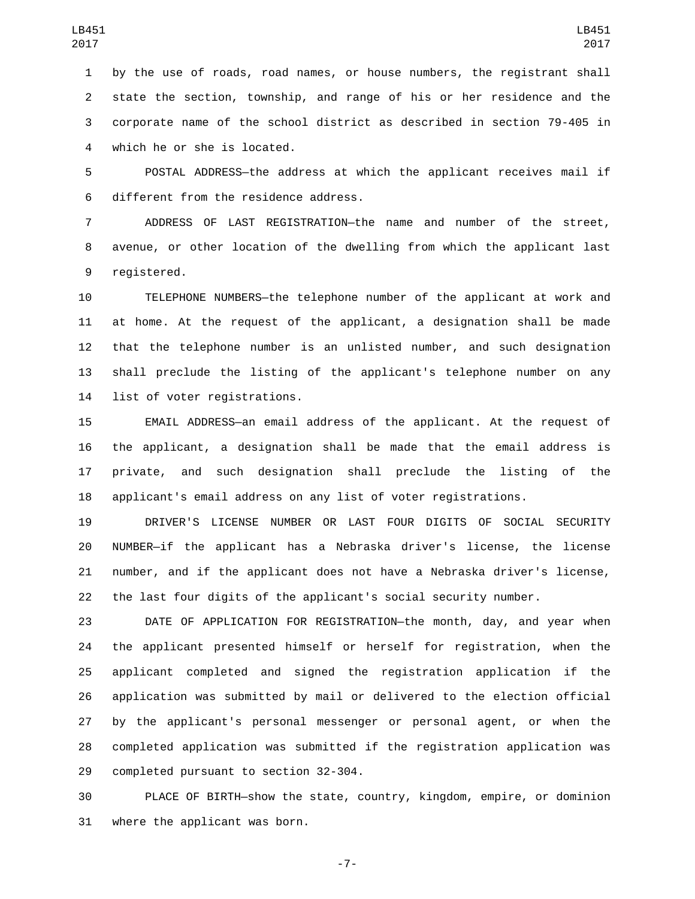by the use of roads, road names, or house numbers, the registrant shall state the section, township, and range of his or her residence and the corporate name of the school district as described in section 79-405 in which he or she is located.

POSTAL ADDRESS—the address at which the applicant receives mail if different from the residence address.

ADDRESS OF LAST REGISTRATION—the name and number of the street, avenue, or other location of the dwelling from which the applicant last registered.

TELEPHONE NUMBERS—the telephone number of the applicant at work and at home. At the request of the applicant, a designation shall be made that the telephone number is an unlisted number, and such designation shall preclude the listing of the applicant's telephone number on any list of voter registrations.

EMAIL ADDRESS—an email address of the applicant. At the request of the applicant, a designation shall be made that the email address is private, and such designation shall preclude the listing of the applicant's email address on any list of voter registrations.

DRIVER'S LICENSE NUMBER OR LAST FOUR DIGITS OF SOCIAL SECURITY NUMBER—if the applicant has a Nebraska driver's license, the license number, and if the applicant does not have a Nebraska driver's license, the last four digits of the applicant's social security number.

DATE OF APPLICATION FOR REGISTRATION—the month, day, and year when the applicant presented himself or herself for registration, when the applicant completed and signed the registration application if the application was submitted by mail or delivered to the election official by the applicant's personal messenger or personal agent, or when the completed application was submitted if the registration application was completed pursuant to section 32-304.

PLACE OF BIRTH—show the state, country, kingdom, empire, or dominion where the applicant was born.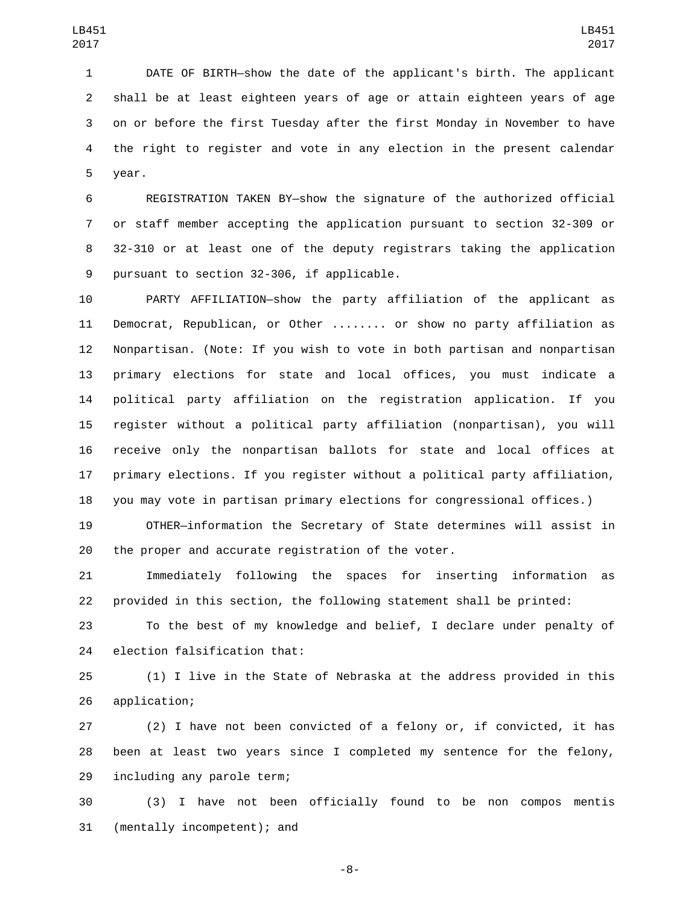DATE OF BIRTH—show the date of the applicant's birth. The applicant shall be at least eighteen years of age or attain eighteen years of age on or before the first Tuesday after the first Monday in November to have the right to register and vote in any election in the present calendar year.

REGISTRATION TAKEN BY—show the signature of the authorized official or staff member accepting the application pursuant to section 32-309 or 32-310 or at least one of the deputy registrars taking the application pursuant to section 32-306, if applicable.

PARTY AFFILIATION—show the party affiliation of the applicant as Democrat, Republican, or Other ........ or show no party affiliation as Nonpartisan. (Note: If you wish to vote in both partisan and nonpartisan primary elections for state and local offices, you must indicate a political party affiliation on the registration application. If you register without a political party affiliation (nonpartisan), you will receive only the nonpartisan ballots for state and local offices at primary elections. If you register without a political party affiliation, you may vote in partisan primary elections for congressional offices.)

OTHER—information the Secretary of State determines will assist in the proper and accurate registration of the voter.

Immediately following the spaces for inserting information as provided in this section, the following statement shall be printed:

To the best of my knowledge and belief, I declare under penalty of election falsification that:

(1) I live in the State of Nebraska at the address provided in this application;

(2) I have not been convicted of a felony or, if convicted, it has been at least two years since I completed my sentence for the felony, including any parole term;

(3) I have not been officially found to be non compos mentis (mentally incompetent); and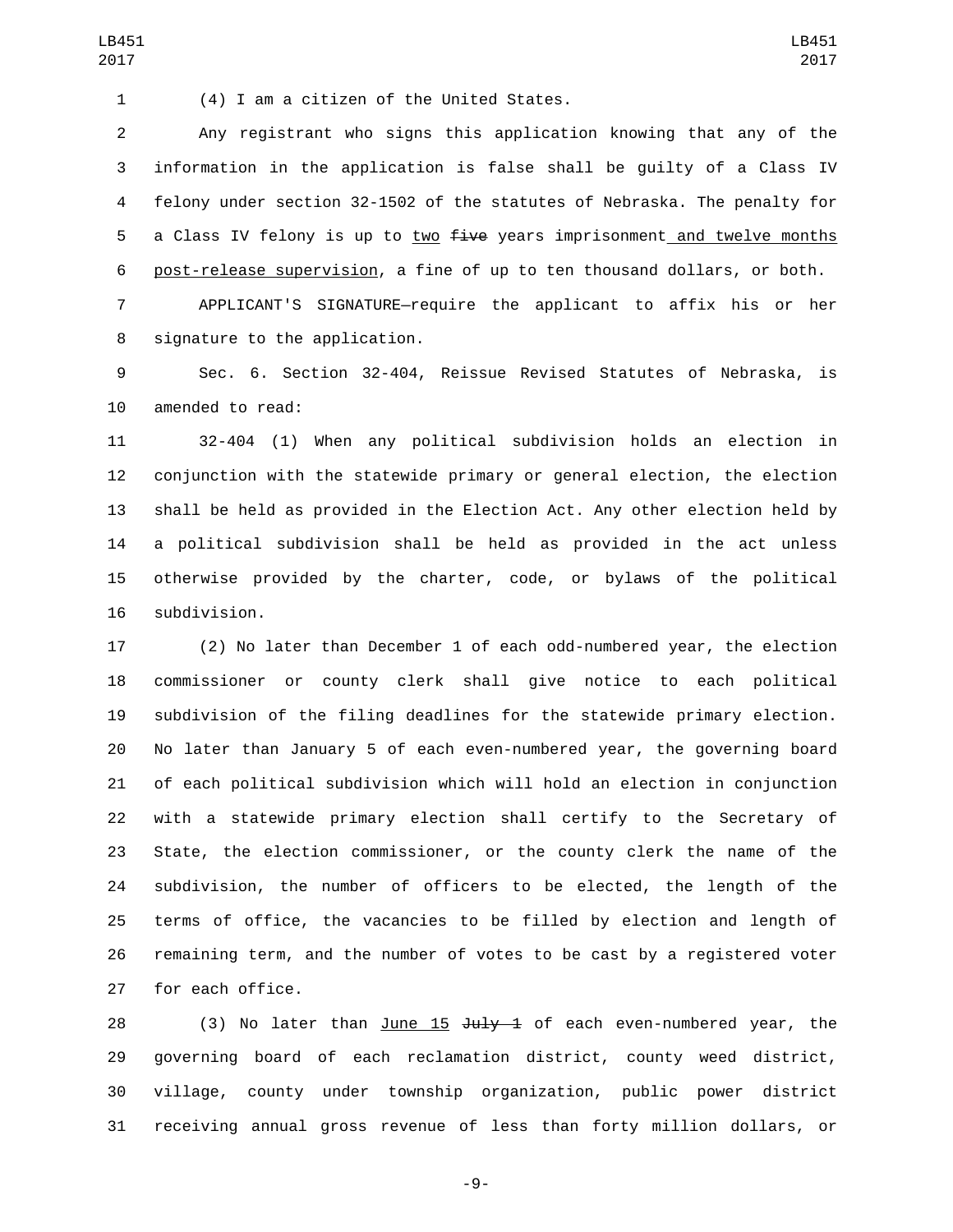(4) I am a citizen of the United States.

Any registrant who signs this application knowing that any of the information in the application is false shall be guilty of a Class IV felony under section 32-1502 of the statutes of Nebraska. The penalty for a Class IV felony is up to two ~~five~~ years imprisonment and twelve months post-release supervision, a fine of up to ten thousand dollars, or both.

APPLICANT'S SIGNATURE—require the applicant to affix his or her signature to the application.

Sec. 6. Section 32-404, Reissue Revised Statutes of Nebraska, is amended to read:

32-404 (1) When any political subdivision holds an election in conjunction with the statewide primary or general election, the election shall be held as provided in the Election Act. Any other election held by a political subdivision shall be held as provided in the act unless otherwise provided by the charter, code, or bylaws of the political subdivision.

(2) No later than December 1 of each odd-numbered year, the election commissioner or county clerk shall give notice to each political subdivision of the filing deadlines for the statewide primary election. No later than January 5 of each even-numbered year, the governing board of each political subdivision which will hold an election in conjunction with a statewide primary election shall certify to the Secretary of State, the election commissioner, or the county clerk the name of the subdivision, the number of officers to be elected, the length of the terms of office, the vacancies to be filled by election and length of remaining term, and the number of votes to be cast by a registered voter for each office.

(3) No later than June 15 ~~July 1~~ of each even-numbered year, the governing board of each reclamation district, county weed district, village, county under township organization, public power district receiving annual gross revenue of less than forty million dollars, or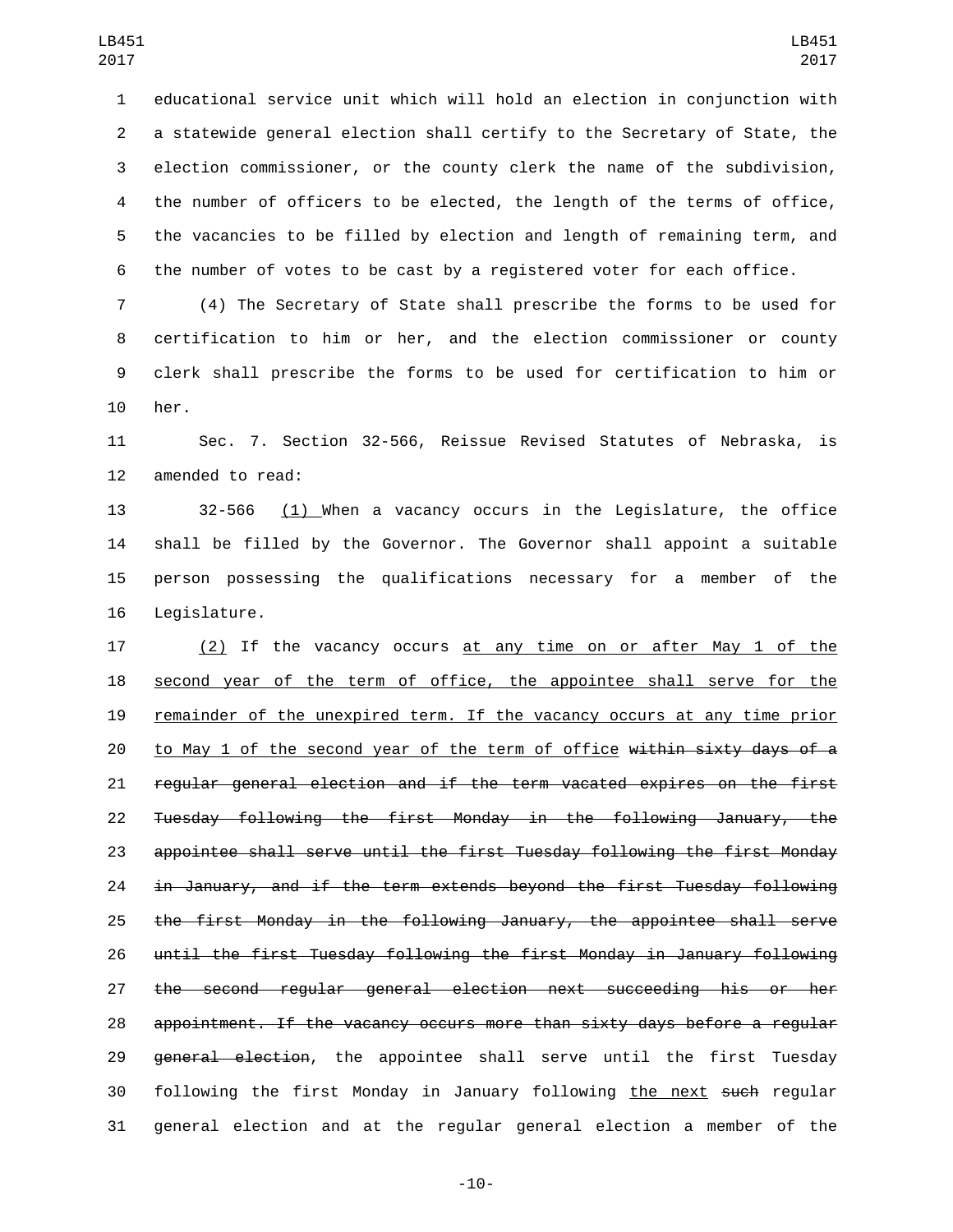educational service unit which will hold an election in conjunction with a statewide general election shall certify to the Secretary of State, the election commissioner, or the county clerk the name of the subdivision, the number of officers to be elected, the length of the terms of office, the vacancies to be filled by election and length of remaining term, and the number of votes to be cast by a registered voter for each office.

(4) The Secretary of State shall prescribe the forms to be used for certification to him or her, and the election commissioner or county clerk shall prescribe the forms to be used for certification to him or her.

Sec. 7. Section 32-566, Reissue Revised Statutes of Nebraska, is amended to read:

32-566 <u>(1)</u> When a vacancy occurs in the Legislature, the office shall be filled by the Governor. The Governor shall appoint a suitable person possessing the qualifications necessary for a member of the Legislature.

<u>(2)</u> If the vacancy occurs <u>at any time on or after May 1 of the second year of the term of office, the appointee shall serve for the remainder of the unexpired term. If the vacancy occurs at any time prior to May 1 of the second year of the term of office</u> ~~within sixty days of a regular general election and if the term vacated expires on the first Tuesday following the first Monday in the following January, the appointee shall serve until the first Tuesday following the first Monday in January, and if the term extends beyond the first Tuesday following the first Monday in the following January, the appointee shall serve until the first Tuesday following the first Monday in January following the second regular general election next succeeding his or her appointment. If the vacancy occurs more than sixty days before a regular general election~~, the appointee shall serve until the first Tuesday following the first Monday in January following <u>the next</u> ~~such~~ regular general election and at the regular general election a member of the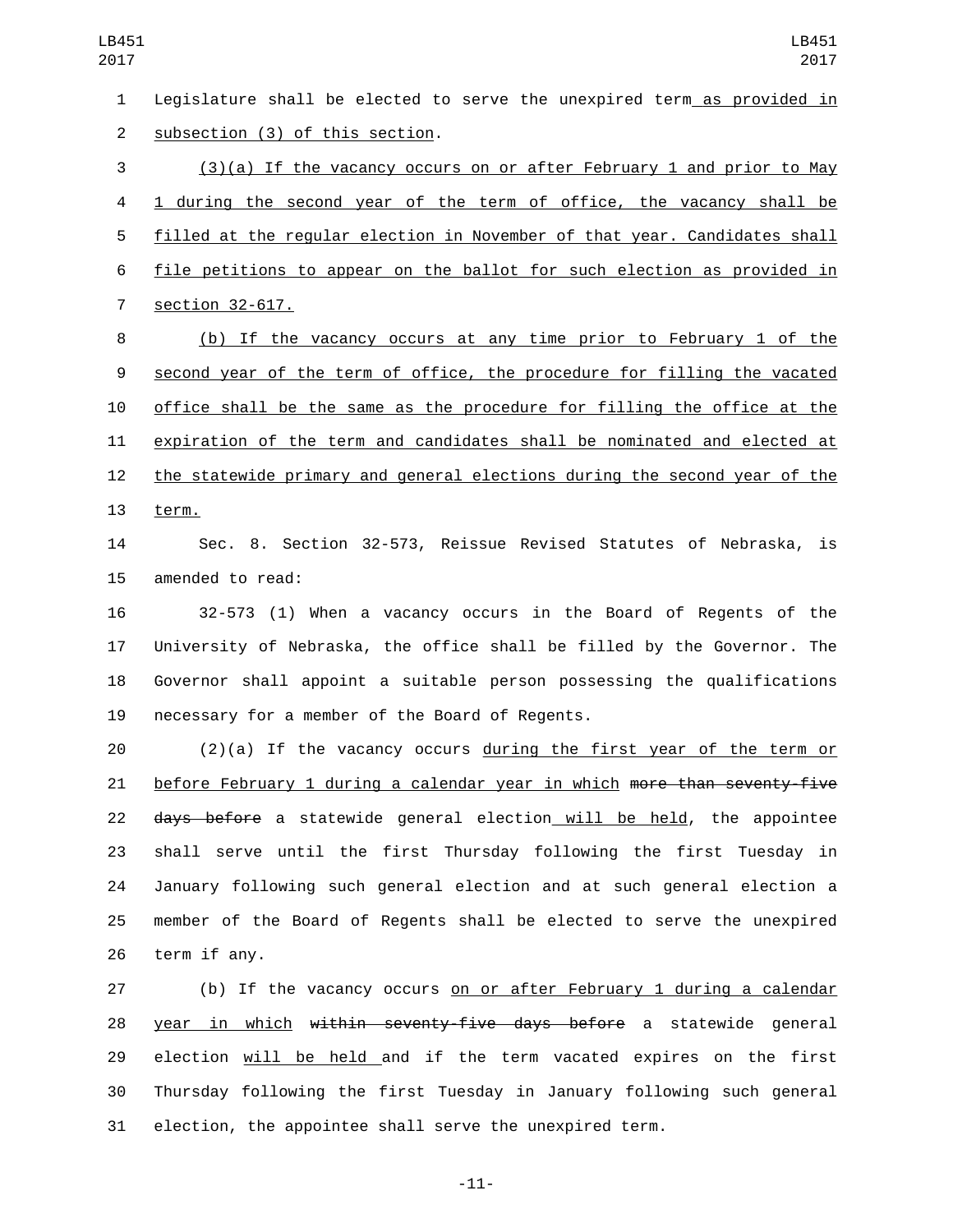Legislature shall be elected to serve the unexpired term as provided in subsection (3) of this section.

(3)(a) If the vacancy occurs on or after February 1 and prior to May 1 during the second year of the term of office, the vacancy shall be filled at the regular election in November of that year. Candidates shall file petitions to appear on the ballot for such election as provided in section 32-617.

(b) If the vacancy occurs at any time prior to February 1 of the second year of the term of office, the procedure for filling the vacated office shall be the same as the procedure for filling the office at the expiration of the term and candidates shall be nominated and elected at the statewide primary and general elections during the second year of the term.

Sec. 8. Section 32-573, Reissue Revised Statutes of Nebraska, is amended to read:

32-573 (1) When a vacancy occurs in the Board of Regents of the University of Nebraska, the office shall be filled by the Governor. The Governor shall appoint a suitable person possessing the qualifications necessary for a member of the Board of Regents.

(2)(a) If the vacancy occurs during the first year of the term or before February 1 during a calendar year in which ~~more than seventy-five days before~~ a statewide general election will be held, the appointee shall serve until the first Thursday following the first Tuesday in January following such general election and at such general election a member of the Board of Regents shall be elected to serve the unexpired term if any.

(b) If the vacancy occurs on or after February 1 during a calendar year in which ~~within seventy-five days before~~ a statewide general election will be held and if the term vacated expires on the first Thursday following the first Tuesday in January following such general election, the appointee shall serve the unexpired term.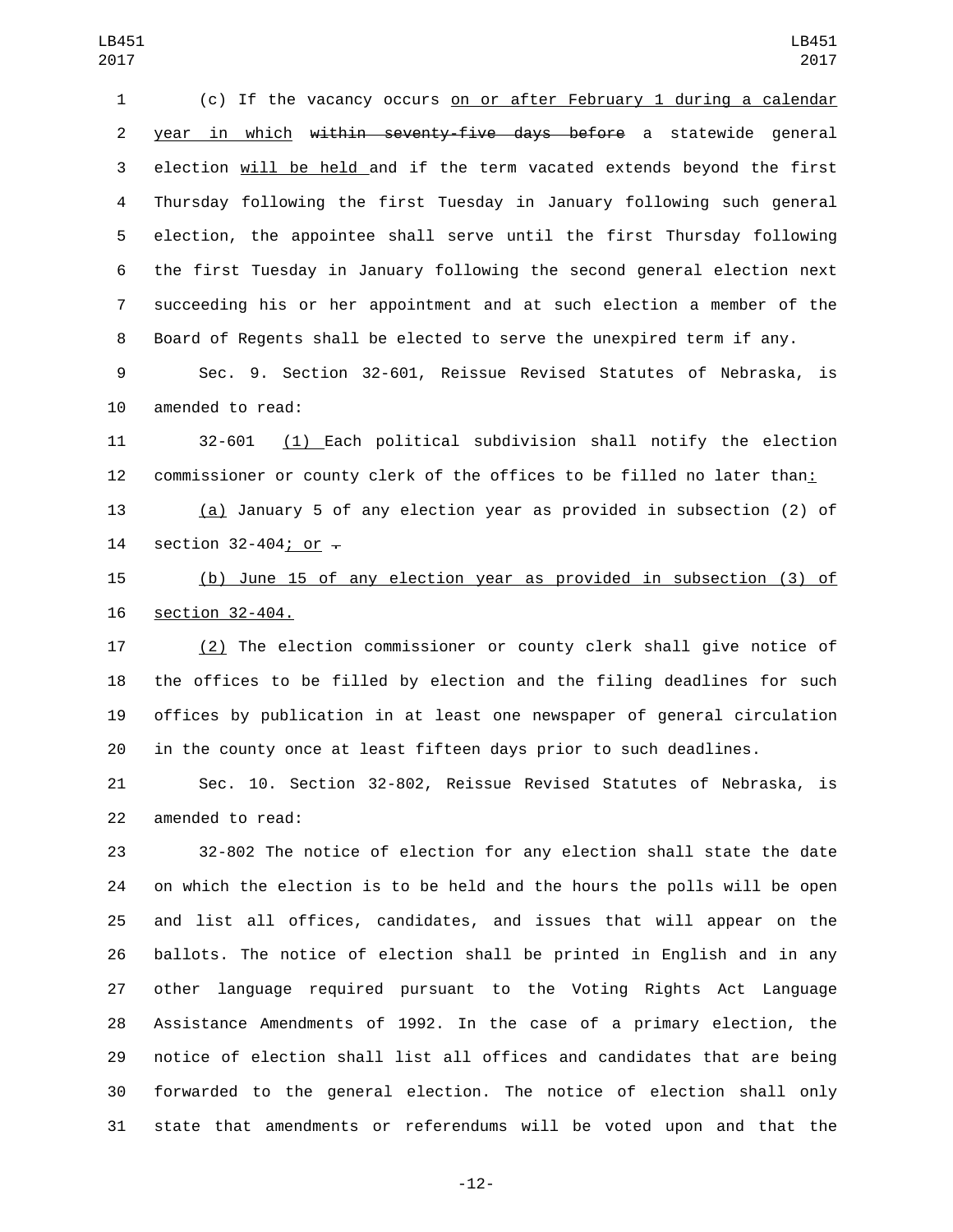(c) If the vacancy occurs on or after February 1 during a calendar year in which ~~within seventy-five days before~~ a statewide general election will be held and if the term vacated extends beyond the first Thursday following the first Tuesday in January following such general election, the appointee shall serve until the first Thursday following the first Tuesday in January following the second general election next succeeding his or her appointment and at such election a member of the Board of Regents shall be elected to serve the unexpired term if any.

Sec. 9. Section 32-601, Reissue Revised Statutes of Nebraska, is amended to read:

32-601 (1) Each political subdivision shall notify the election commissioner or county clerk of the offices to be filled no later than:

(a) January 5 of any election year as provided in subsection (2) of section 32-404; or ~~.~~

(b) June 15 of any election year as provided in subsection (3) of section 32-404.

(2) The election commissioner or county clerk shall give notice of the offices to be filled by election and the filing deadlines for such offices by publication in at least one newspaper of general circulation in the county once at least fifteen days prior to such deadlines.

Sec. 10. Section 32-802, Reissue Revised Statutes of Nebraska, is amended to read:

32-802 The notice of election for any election shall state the date on which the election is to be held and the hours the polls will be open and list all offices, candidates, and issues that will appear on the ballots. The notice of election shall be printed in English and in any other language required pursuant to the Voting Rights Act Language Assistance Amendments of 1992. In the case of a primary election, the notice of election shall list all offices and candidates that are being forwarded to the general election. The notice of election shall only state that amendments or referendums will be voted upon and that the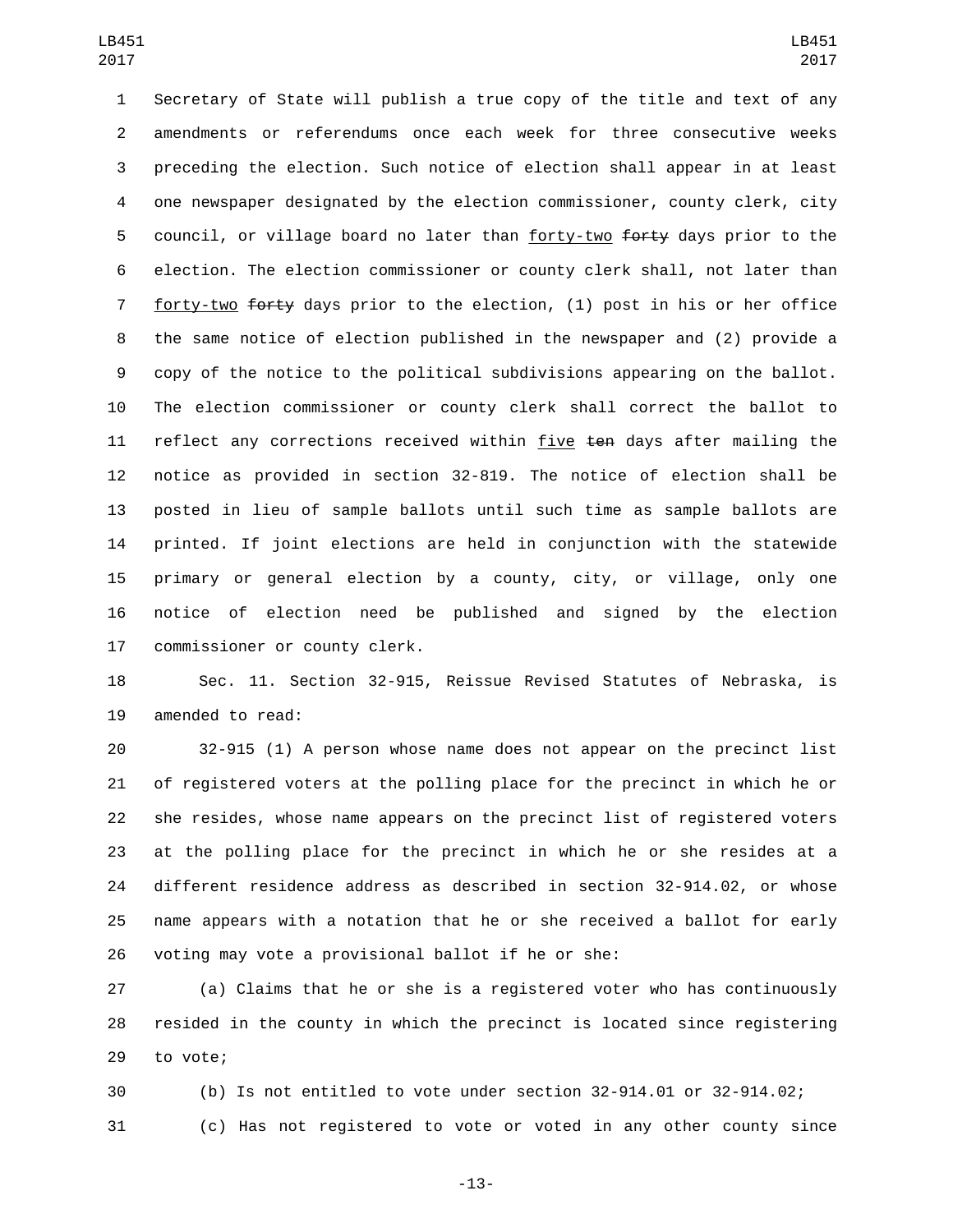Secretary of State will publish a true copy of the title and text of any amendments or referendums once each week for three consecutive weeks preceding the election. Such notice of election shall appear in at least one newspaper designated by the election commissioner, county clerk, city council, or village board no later than forty-two ~~forty~~ days prior to the election. The election commissioner or county clerk shall, not later than forty-two ~~forty~~ days prior to the election, (1) post in his or her office the same notice of election published in the newspaper and (2) provide a copy of the notice to the political subdivisions appearing on the ballot. The election commissioner or county clerk shall correct the ballot to reflect any corrections received within five ~~ten~~ days after mailing the notice as provided in section 32-819. The notice of election shall be posted in lieu of sample ballots until such time as sample ballots are printed. If joint elections are held in conjunction with the statewide primary or general election by a county, city, or village, only one notice of election need be published and signed by the election commissioner or county clerk.

Sec. 11. Section 32-915, Reissue Revised Statutes of Nebraska, is amended to read:

32-915 (1) A person whose name does not appear on the precinct list of registered voters at the polling place for the precinct in which he or she resides, whose name appears on the precinct list of registered voters at the polling place for the precinct in which he or she resides at a different residence address as described in section 32-914.02, or whose name appears with a notation that he or she received a ballot for early voting may vote a provisional ballot if he or she:

(a) Claims that he or she is a registered voter who has continuously resided in the county in which the precinct is located since registering to vote;

(b) Is not entitled to vote under section 32-914.01 or 32-914.02;

(c) Has not registered to vote or voted in any other county since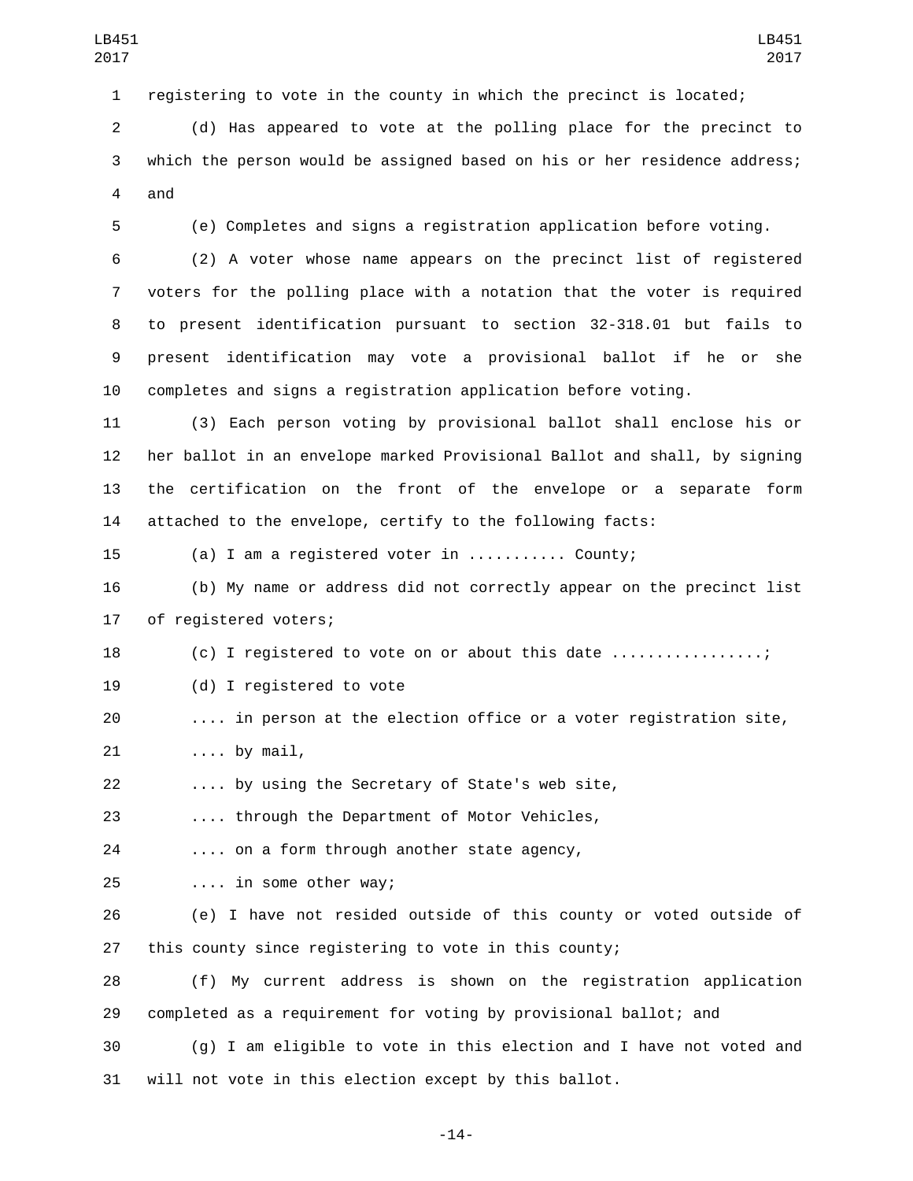registering to vote in the county in which the precinct is located;

(d) Has appeared to vote at the polling place for the precinct to which the person would be assigned based on his or her residence address; and

(e) Completes and signs a registration application before voting.

(2) A voter whose name appears on the precinct list of registered voters for the polling place with a notation that the voter is required to present identification pursuant to section 32-318.01 but fails to present identification may vote a provisional ballot if he or she completes and signs a registration application before voting.

(3) Each person voting by provisional ballot shall enclose his or her ballot in an envelope marked Provisional Ballot and shall, by signing the certification on the front of the envelope or a separate form attached to the envelope, certify to the following facts:

(a) I am a registered voter in ........... County;

(b) My name or address did not correctly appear on the precinct list of registered voters;

(c) I registered to vote on or about this date .................;

(d) I registered to vote

.... in person at the election office or a voter registration site,

.... by mail,

.... by using the Secretary of State's web site,

.... through the Department of Motor Vehicles,

.... on a form through another state agency,

.... in some other way;

(e) I have not resided outside of this county or voted outside of this county since registering to vote in this county;

(f) My current address is shown on the registration application completed as a requirement for voting by provisional ballot; and

(g) I am eligible to vote in this election and I have not voted and will not vote in this election except by this ballot.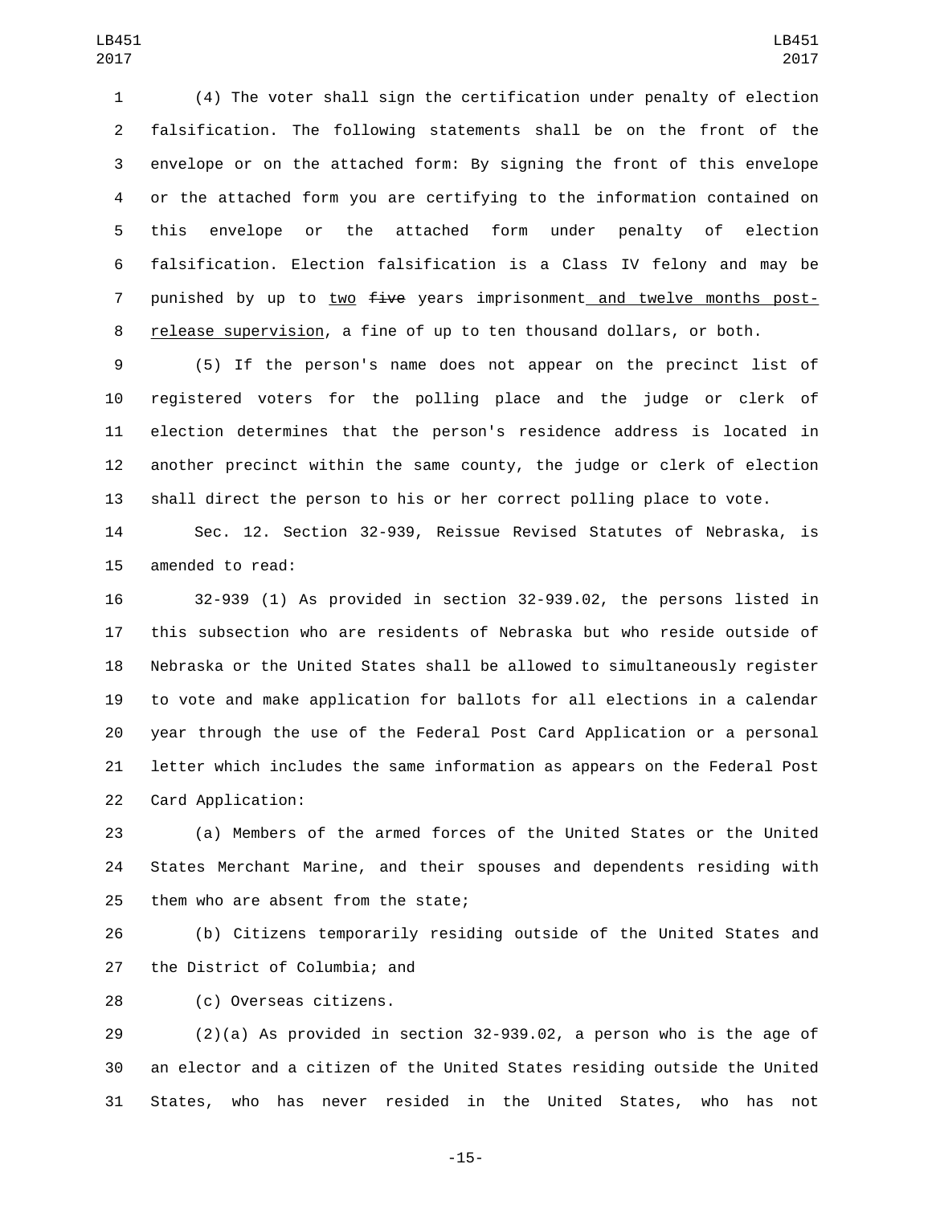(4) The voter shall sign the certification under penalty of election falsification. The following statements shall be on the front of the envelope or on the attached form: By signing the front of this envelope or the attached form you are certifying to the information contained on this envelope or the attached form under penalty of election falsification. Election falsification is a Class IV felony and may be punished by up to <u>two</u> ~~five~~ years imprisonment<u> and twelve months post-release supervision</u>, a fine of up to ten thousand dollars, or both.

(5) If the person's name does not appear on the precinct list of registered voters for the polling place and the judge or clerk of election determines that the person's residence address is located in another precinct within the same county, the judge or clerk of election shall direct the person to his or her correct polling place to vote.

Sec. 12. Section 32-939, Reissue Revised Statutes of Nebraska, is amended to read:

32-939 (1) As provided in section 32-939.02, the persons listed in this subsection who are residents of Nebraska but who reside outside of Nebraska or the United States shall be allowed to simultaneously register to vote and make application for ballots for all elections in a calendar year through the use of the Federal Post Card Application or a personal letter which includes the same information as appears on the Federal Post Card Application:

(a) Members of the armed forces of the United States or the United States Merchant Marine, and their spouses and dependents residing with them who are absent from the state;

(b) Citizens temporarily residing outside of the United States and the District of Columbia; and

(c) Overseas citizens.

(2)(a) As provided in section 32-939.02, a person who is the age of an elector and a citizen of the United States residing outside the United States, who has never resided in the United States, who has not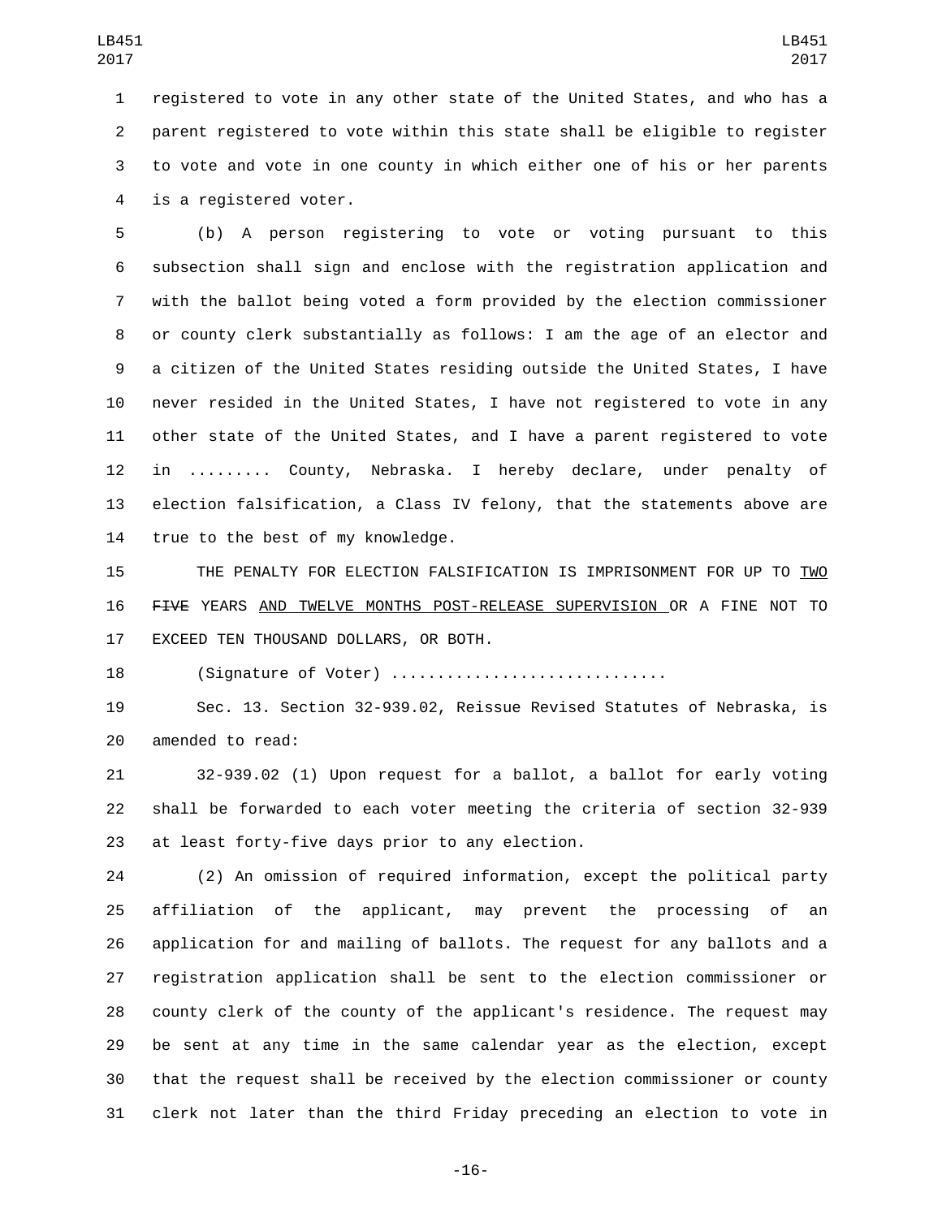registered to vote in any other state of the United States, and who has a parent registered to vote within this state shall be eligible to register to vote and vote in one county in which either one of his or her parents is a registered voter.

(b) A person registering to vote or voting pursuant to this subsection shall sign and enclose with the registration application and with the ballot being voted a form provided by the election commissioner or county clerk substantially as follows: I am the age of an elector and a citizen of the United States residing outside the United States, I have never resided in the United States, I have not registered to vote in any other state of the United States, and I have a parent registered to vote in ......... County, Nebraska. I hereby declare, under penalty of election falsification, a Class IV felony, that the statements above are true to the best of my knowledge.

THE PENALTY FOR ELECTION FALSIFICATION IS IMPRISONMENT FOR UP TO <u>TWO</u> ~~FIVE~~ YEARS <u>AND TWELVE MONTHS POST-RELEASE SUPERVISION</u> OR A FINE NOT TO EXCEED TEN THOUSAND DOLLARS, OR BOTH.

(Signature of Voter) .............................

Sec. 13. Section 32-939.02, Reissue Revised Statutes of Nebraska, is amended to read:

32-939.02 (1) Upon request for a ballot, a ballot for early voting shall be forwarded to each voter meeting the criteria of section 32-939 at least forty-five days prior to any election.

(2) An omission of required information, except the political party affiliation of the applicant, may prevent the processing of an application for and mailing of ballots. The request for any ballots and a registration application shall be sent to the election commissioner or county clerk of the county of the applicant's residence. The request may be sent at any time in the same calendar year as the election, except that the request shall be received by the election commissioner or county clerk not later than the third Friday preceding an election to vote in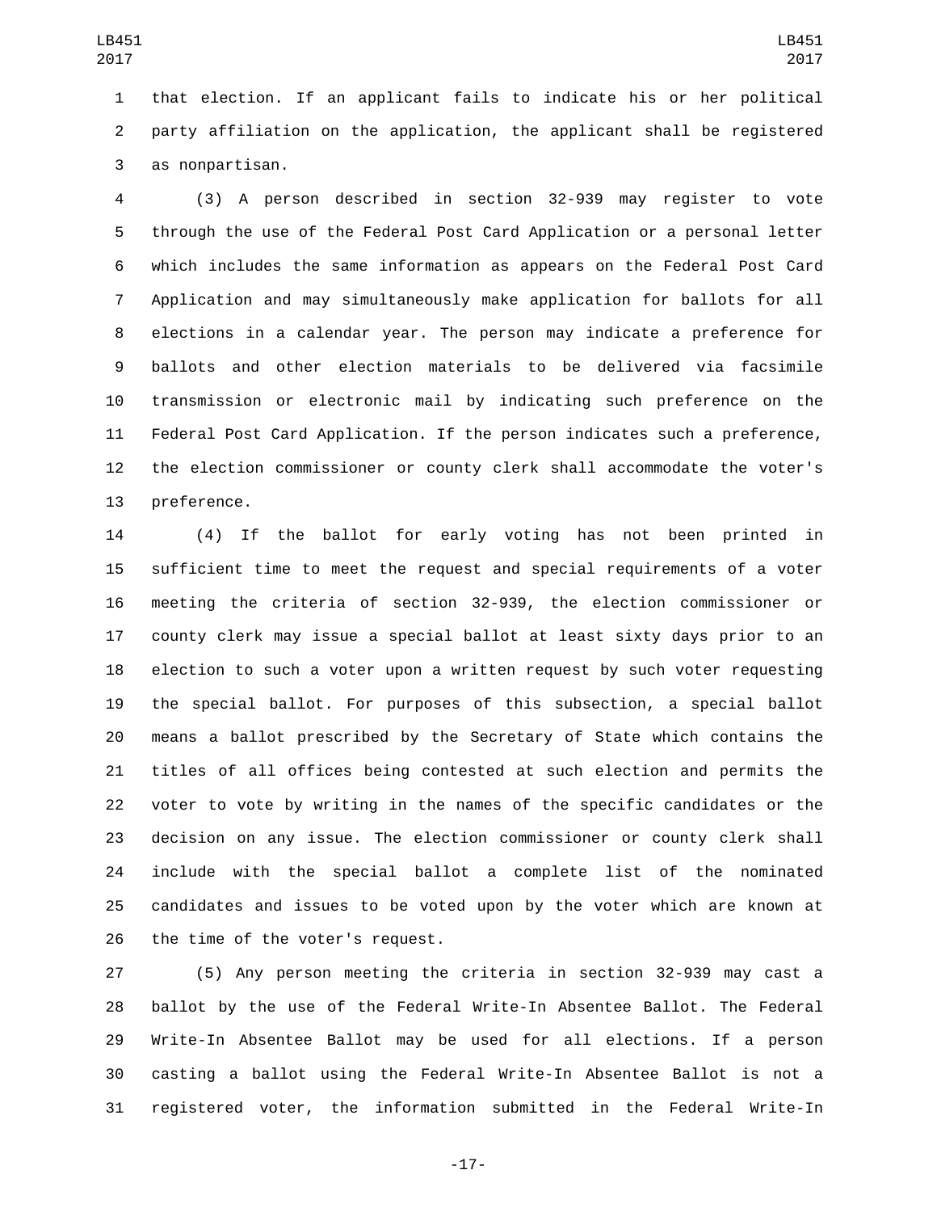that election. If an applicant fails to indicate his or her political party affiliation on the application, the applicant shall be registered as nonpartisan.

(3) A person described in section 32-939 may register to vote through the use of the Federal Post Card Application or a personal letter which includes the same information as appears on the Federal Post Card Application and may simultaneously make application for ballots for all elections in a calendar year. The person may indicate a preference for ballots and other election materials to be delivered via facsimile transmission or electronic mail by indicating such preference on the Federal Post Card Application. If the person indicates such a preference, the election commissioner or county clerk shall accommodate the voter's preference.

(4) If the ballot for early voting has not been printed in sufficient time to meet the request and special requirements of a voter meeting the criteria of section 32-939, the election commissioner or county clerk may issue a special ballot at least sixty days prior to an election to such a voter upon a written request by such voter requesting the special ballot. For purposes of this subsection, a special ballot means a ballot prescribed by the Secretary of State which contains the titles of all offices being contested at such election and permits the voter to vote by writing in the names of the specific candidates or the decision on any issue. The election commissioner or county clerk shall include with the special ballot a complete list of the nominated candidates and issues to be voted upon by the voter which are known at the time of the voter's request.

(5) Any person meeting the criteria in section 32-939 may cast a ballot by the use of the Federal Write-In Absentee Ballot. The Federal Write-In Absentee Ballot may be used for all elections. If a person casting a ballot using the Federal Write-In Absentee Ballot is not a registered voter, the information submitted in the Federal Write-In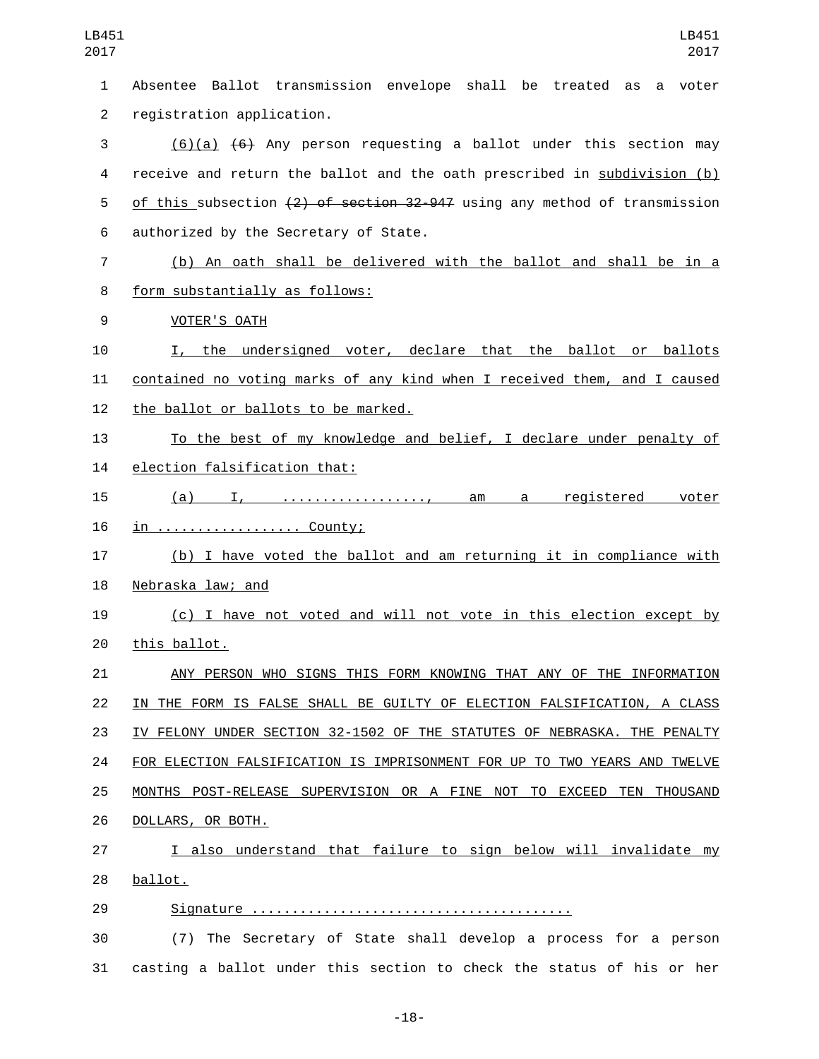Absentee Ballot transmission envelope shall be treated as a voter registration application.

(6)(a) ~~(6)~~ Any person requesting a ballot under this section may receive and return the ballot and the oath prescribed in subdivision (b) of this subsection ~~(2) of section 32-947~~ using any method of transmission authorized by the Secretary of State.

(b) An oath shall be delivered with the ballot and shall be in a form substantially as follows:

VOTER'S OATH

I, the undersigned voter, declare that the ballot or ballots contained no voting marks of any kind when I received them, and I caused the ballot or ballots to be marked.

To the best of my knowledge and belief, I declare under penalty of election falsification that:

(a) I, .................., am a registered voter in .................. County;

(b) I have voted the ballot and am returning it in compliance with Nebraska law; and

(c) I have not voted and will not vote in this election except by this ballot.

ANY PERSON WHO SIGNS THIS FORM KNOWING THAT ANY OF THE INFORMATION IN THE FORM IS FALSE SHALL BE GUILTY OF ELECTION FALSIFICATION, A CLASS IV FELONY UNDER SECTION 32-1502 OF THE STATUTES OF NEBRASKA. THE PENALTY FOR ELECTION FALSIFICATION IS IMPRISONMENT FOR UP TO TWO YEARS AND TWELVE MONTHS POST-RELEASE SUPERVISION OR A FINE NOT TO EXCEED TEN THOUSAND DOLLARS, OR BOTH.

I also understand that failure to sign below will invalidate my ballot.

Signature ........................................

(7) The Secretary of State shall develop a process for a person casting a ballot under this section to check the status of his or her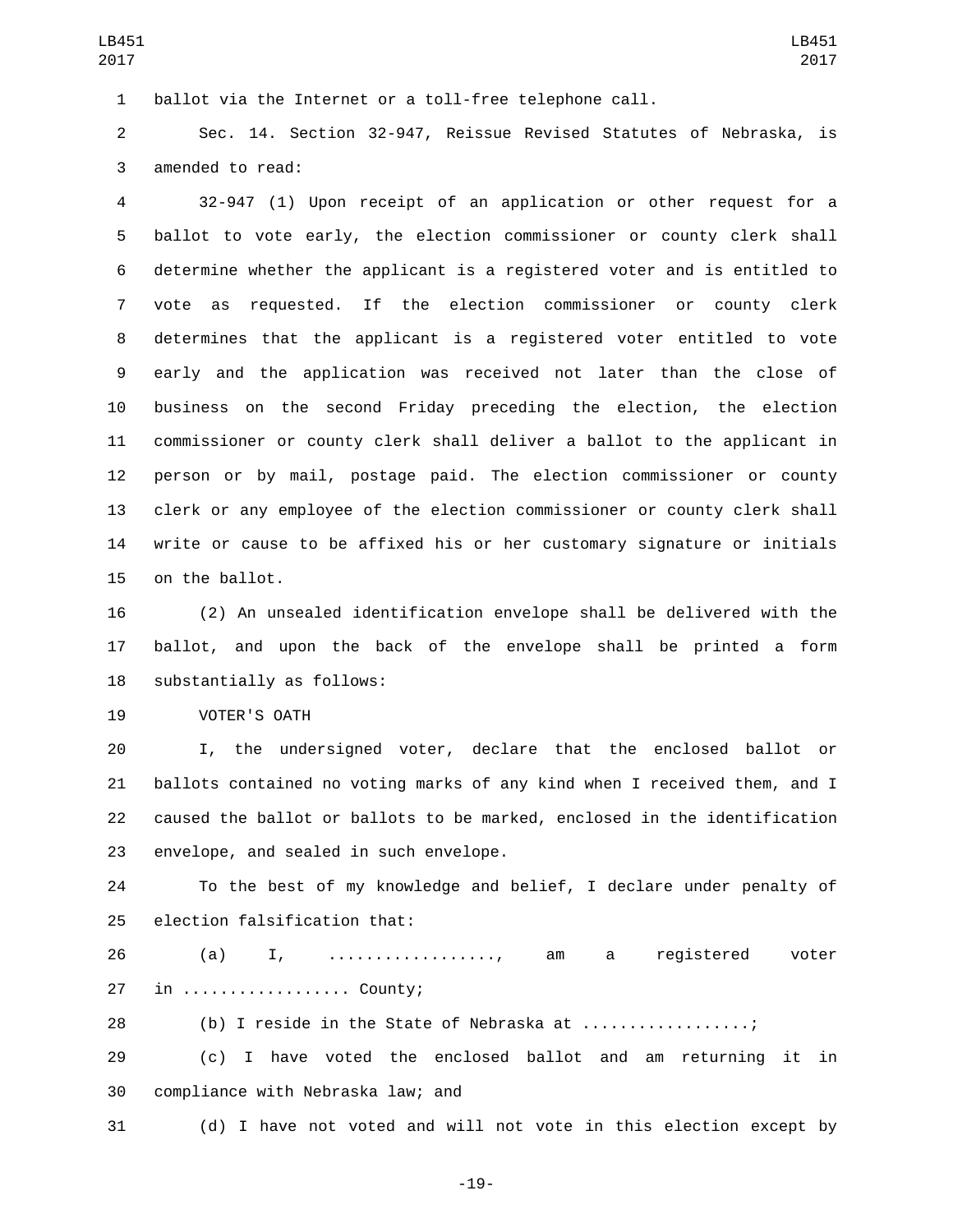ballot via the Internet or a toll-free telephone call.

Sec. 14. Section 32-947, Reissue Revised Statutes of Nebraska, is amended to read:

32-947 (1) Upon receipt of an application or other request for a ballot to vote early, the election commissioner or county clerk shall determine whether the applicant is a registered voter and is entitled to vote as requested. If the election commissioner or county clerk determines that the applicant is a registered voter entitled to vote early and the application was received not later than the close of business on the second Friday preceding the election, the election commissioner or county clerk shall deliver a ballot to the applicant in person or by mail, postage paid. The election commissioner or county clerk or any employee of the election commissioner or county clerk shall write or cause to be affixed his or her customary signature or initials on the ballot.

(2) An unsealed identification envelope shall be delivered with the ballot, and upon the back of the envelope shall be printed a form substantially as follows:

VOTER'S OATH

I, the undersigned voter, declare that the enclosed ballot or ballots contained no voting marks of any kind when I received them, and I caused the ballot or ballots to be marked, enclosed in the identification envelope, and sealed in such envelope.

To the best of my knowledge and belief, I declare under penalty of election falsification that:

(a) I, .................., am a registered voter in .................. County;

(b) I reside in the State of Nebraska at ..................;

(c) I have voted the enclosed ballot and am returning it in compliance with Nebraska law; and

(d) I have not voted and will not vote in this election except by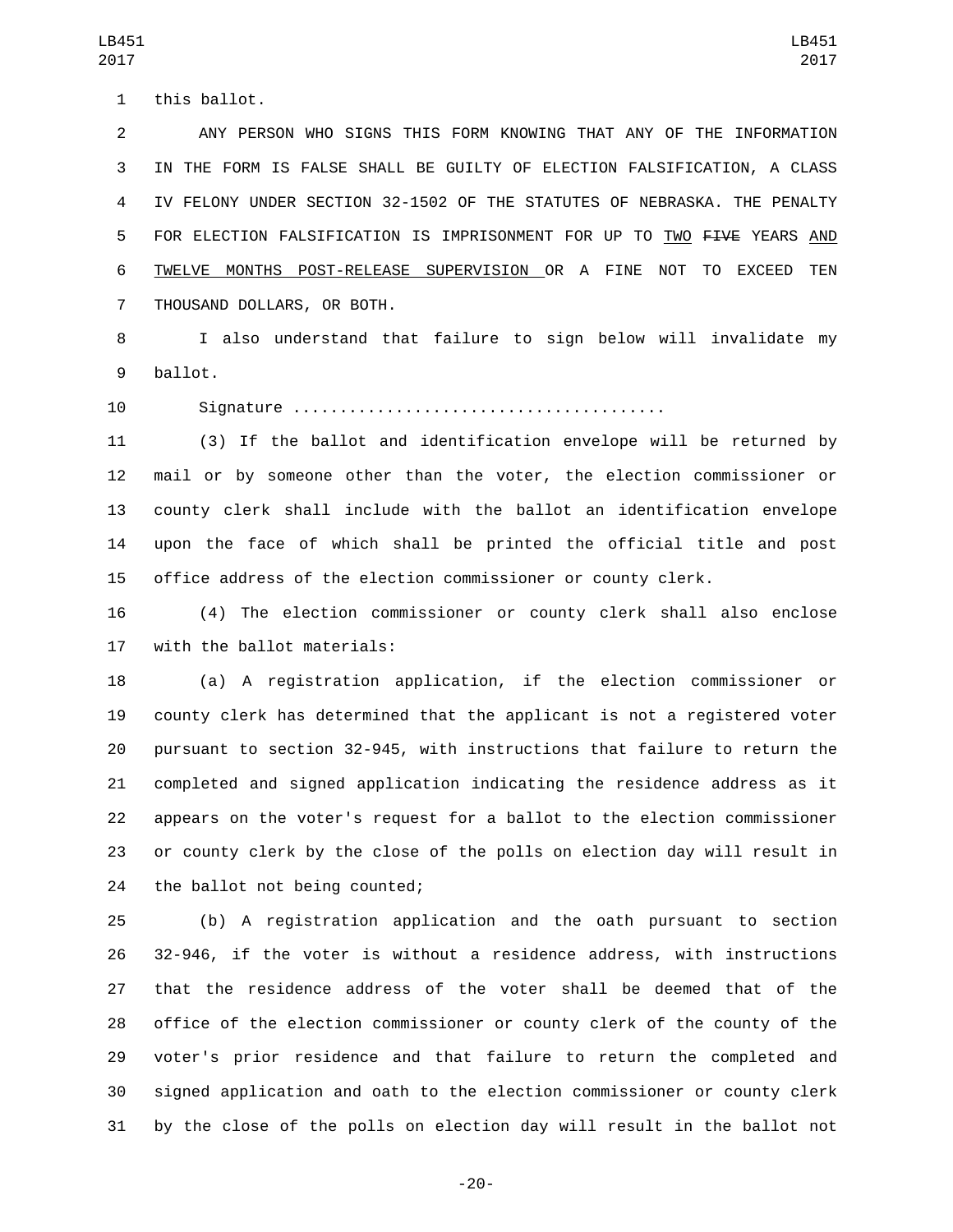this ballot.

ANY PERSON WHO SIGNS THIS FORM KNOWING THAT ANY OF THE INFORMATION IN THE FORM IS FALSE SHALL BE GUILTY OF ELECTION FALSIFICATION, A CLASS IV FELONY UNDER SECTION 32-1502 OF THE STATUTES OF NEBRASKA. THE PENALTY FOR ELECTION FALSIFICATION IS IMPRISONMENT FOR UP TO TWO ~~FIVE~~ YEARS AND TWELVE MONTHS POST-RELEASE SUPERVISION OR A FINE NOT TO EXCEED TEN THOUSAND DOLLARS, OR BOTH.

I also understand that failure to sign below will invalidate my ballot.

Signature ......................................

(3) If the ballot and identification envelope will be returned by mail or by someone other than the voter, the election commissioner or county clerk shall include with the ballot an identification envelope upon the face of which shall be printed the official title and post office address of the election commissioner or county clerk.

(4) The election commissioner or county clerk shall also enclose with the ballot materials:

(a) A registration application, if the election commissioner or county clerk has determined that the applicant is not a registered voter pursuant to section 32-945, with instructions that failure to return the completed and signed application indicating the residence address as it appears on the voter's request for a ballot to the election commissioner or county clerk by the close of the polls on election day will result in the ballot not being counted;

(b) A registration application and the oath pursuant to section 32-946, if the voter is without a residence address, with instructions that the residence address of the voter shall be deemed that of the office of the election commissioner or county clerk of the county of the voter's prior residence and that failure to return the completed and signed application and oath to the election commissioner or county clerk by the close of the polls on election day will result in the ballot not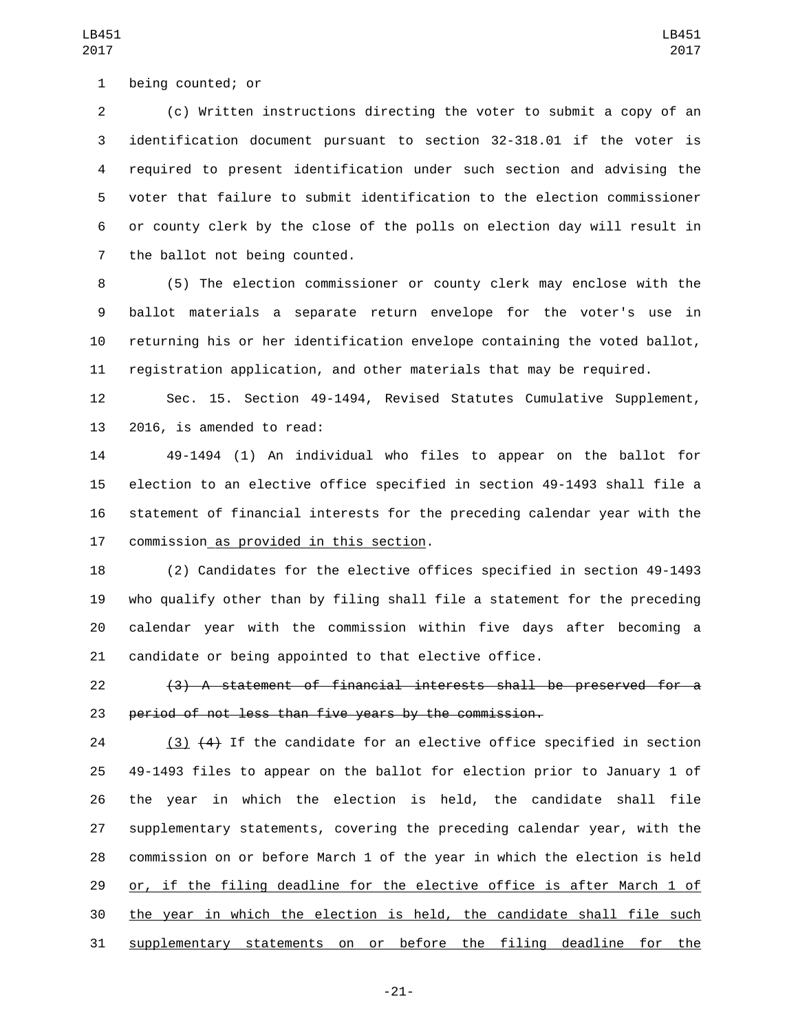being counted; or

(c) Written instructions directing the voter to submit a copy of an identification document pursuant to section 32-318.01 if the voter is required to present identification under such section and advising the voter that failure to submit identification to the election commissioner or county clerk by the close of the polls on election day will result in the ballot not being counted.

(5) The election commissioner or county clerk may enclose with the ballot materials a separate return envelope for the voter's use in returning his or her identification envelope containing the voted ballot, registration application, and other materials that may be required.

Sec. 15. Section 49-1494, Revised Statutes Cumulative Supplement, 2016, is amended to read:

49-1494 (1) An individual who files to appear on the ballot for election to an elective office specified in section 49-1493 shall file a statement of financial interests for the preceding calendar year with the commission<u> as provided in this section</u>.

(2) Candidates for the elective offices specified in section 49-1493 who qualify other than by filing shall file a statement for the preceding calendar year with the commission within five days after becoming a candidate or being appointed to that elective office.

~~(3) A statement of financial interests shall be preserved for a period of not less than five years by the commission.~~

<u>(3)</u> ~~(4)~~ If the candidate for an elective office specified in section 49-1493 files to appear on the ballot for election prior to January 1 of the year in which the election is held, the candidate shall file supplementary statements, covering the preceding calendar year, with the commission on or before March 1 of the year in which the election is held <u>or, if the filing deadline for the elective office is after March 1 of the year in which the election is held, the candidate shall file such supplementary statements on or before the filing deadline for the</u>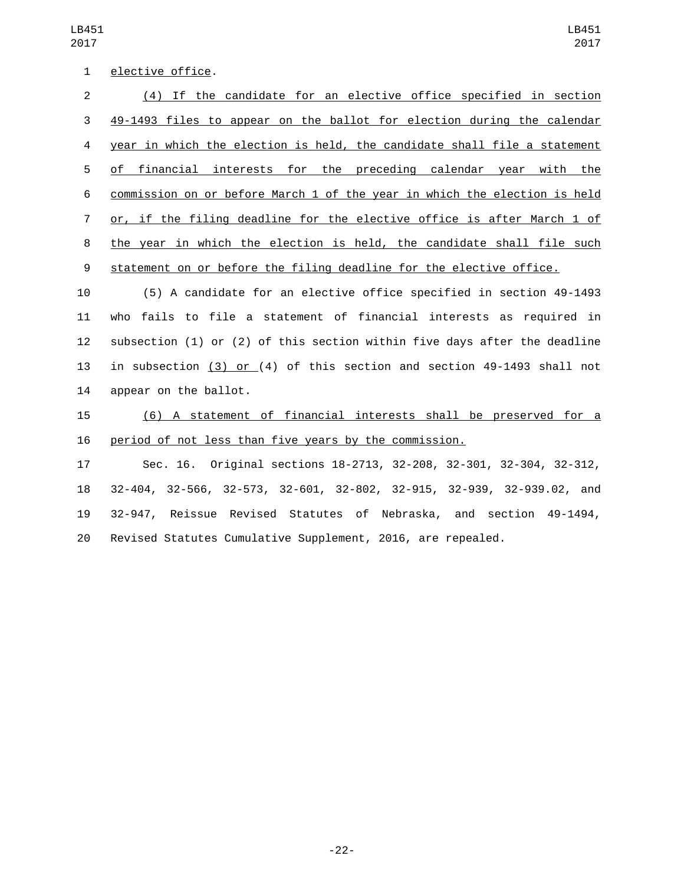elective office.

(4) If the candidate for an elective office specified in section 49-1493 files to appear on the ballot for election during the calendar year in which the election is held, the candidate shall file a statement of financial interests for the preceding calendar year with the commission on or before March 1 of the year in which the election is held or, if the filing deadline for the elective office is after March 1 of the year in which the election is held, the candidate shall file such statement on or before the filing deadline for the elective office.

(5) A candidate for an elective office specified in section 49-1493 who fails to file a statement of financial interests as required in subsection (1) or (2) of this section within five days after the deadline in subsection (3) or (4) of this section and section 49-1493 shall not appear on the ballot.

(6) A statement of financial interests shall be preserved for a period of not less than five years by the commission.

Sec. 16. Original sections 18-2713, 32-208, 32-301, 32-304, 32-312, 32-404, 32-566, 32-573, 32-601, 32-802, 32-915, 32-939, 32-939.02, and 32-947, Reissue Revised Statutes of Nebraska, and section 49-1494, Revised Statutes Cumulative Supplement, 2016, are repealed.